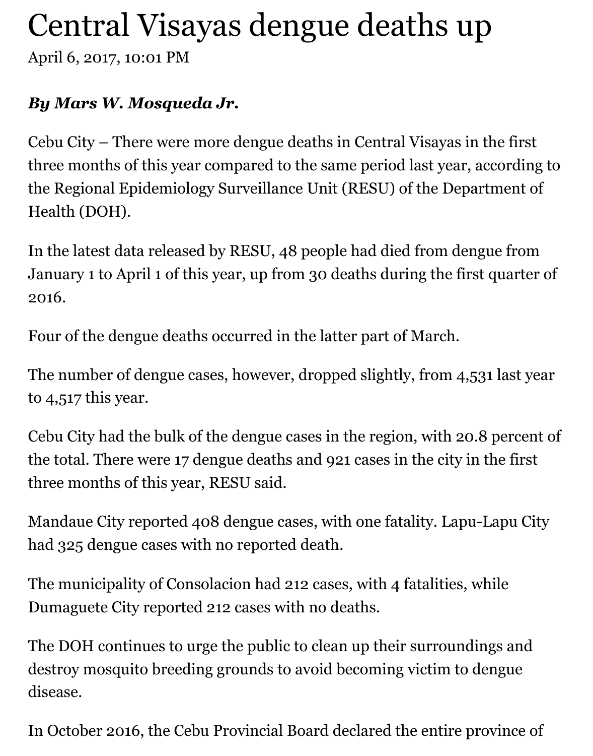# Central Visayas dengue deaths up

April 6, 2017, 10:01 PM

***By Mars W. Mosqueda Jr.***

Cebu City – There were more dengue deaths in Central Visayas in the first three months of this year compared to the same period last year, according to the Regional Epidemiology Surveillance Unit (RESU) of the Department of Health (DOH).

In the latest data released by RESU, 48 people had died from dengue from January 1 to April 1 of this year, up from 30 deaths during the first quarter of 2016.

Four of the dengue deaths occurred in the latter part of March.

The number of dengue cases, however, dropped slightly, from 4,531 last year to 4,517 this year.

Cebu City had the bulk of the dengue cases in the region, with 20.8 percent of the total. There were 17 dengue deaths and 921 cases in the city in the first three months of this year, RESU said.

Mandaue City reported 408 dengue cases, with one fatality. Lapu-Lapu City had 325 dengue cases with no reported death.

The municipality of Consolacion had 212 cases, with 4 fatalities, while Dumaguete City reported 212 cases with no deaths.

The DOH continues to urge the public to clean up their surroundings and destroy mosquito breeding grounds to avoid becoming victim to dengue disease.

In October 2016, the Cebu Provincial Board declared the entire province of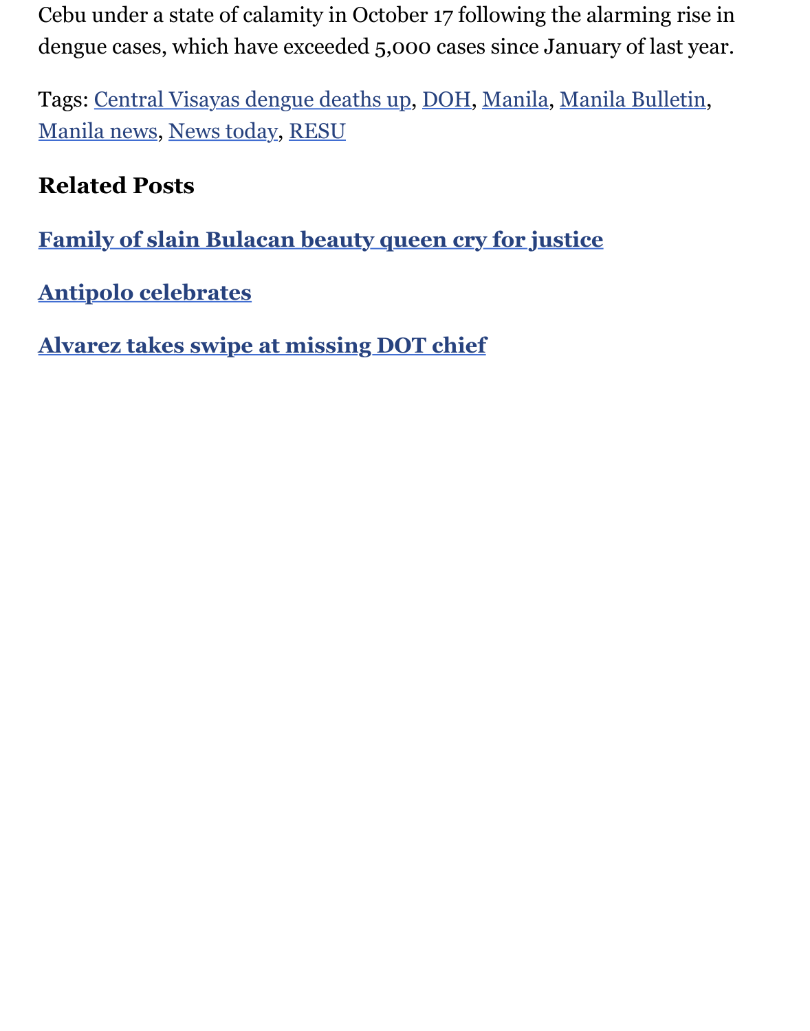Cebu under a state of calamity in October 17 following the alarming rise in dengue cases, which have exceeded 5,000 cases since January of last year.

Tags: Central Visayas dengue deaths up, DOH, Manila, Manila Bulletin, Manila news, News today, RESU

## Related Posts

**Family of slain Bulacan beauty queen cry for justice**

**Antipolo celebrates**

**Alvarez takes swipe at missing DOT chief**